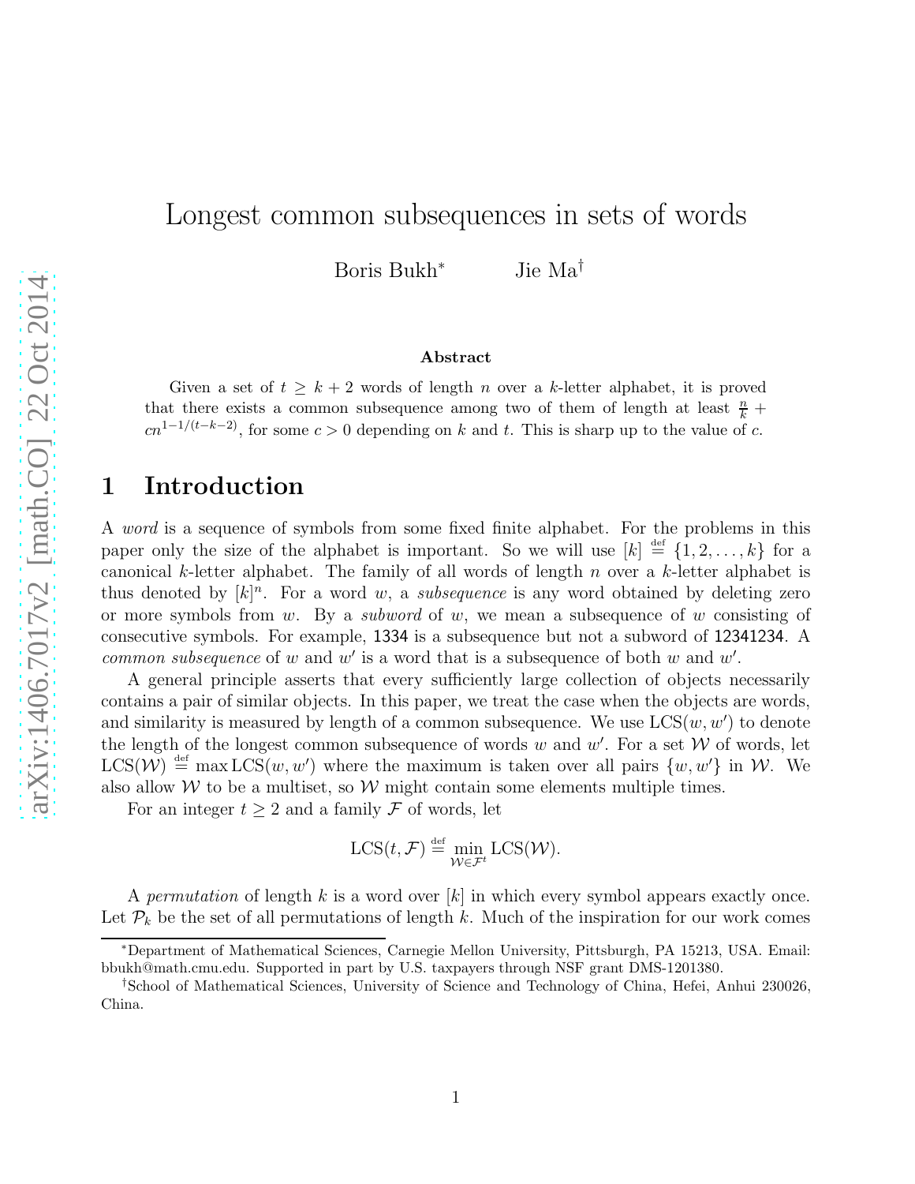# Longest common subsequences in sets of words

Boris Bukh[*] Jie Ma[†]

### Abstract

Given a set of $t \geq k+2$ words of length $n$ over a $k$-letter alphabet, it is proved that there exists a common subsequence among two of them of length at least $\frac{n}{k} + cn^{1-1/(t-k-2)}$, for some $c > 0$ depending on $k$ and $t$. This is sharp up to the value of $c$.

## 1 Introduction

A *word* is a sequence of symbols from some fixed finite alphabet. For the problems in this paper only the size of the alphabet is important. So we will use $[k] \stackrel{\text{def}}{=} \{1, 2, \ldots, k\}$ for a canonical $k$-letter alphabet. The family of all words of length $n$ over a $k$-letter alphabet is thus denoted by $[k]^n$. For a word $w$, a *subsequence* is any word obtained by deleting zero or more symbols from $w$. By a *subword* of $w$, we mean a subsequence of $w$ consisting of consecutive symbols. For example, 1334 is a subsequence but not a subword of 12341234. A *common subsequence* of $w$ and $w'$ is a word that is a subsequence of both $w$ and $w'$.

A general principle asserts that every sufficiently large collection of objects necessarily contains a pair of similar objects. In this paper, we treat the case when the objects are words, and similarity is measured by length of a common subsequence. We use $\mathrm{LCS}(w, w')$ to denote the length of the longest common subsequence of words $w$ and $w'$. For a set $\mathcal{W}$ of words, let $\mathrm{LCS}(\mathcal{W}) \stackrel{\text{def}}{=} \max \mathrm{LCS}(w, w')$ where the maximum is taken over all pairs $\{w, w'\}$ in $\mathcal{W}$. We also allow $\mathcal{W}$ to be a multiset, so $\mathcal{W}$ might contain some elements multiple times.

For an integer $t \geq 2$ and a family $\mathcal{F}$ of words, let

$$\mathrm{LCS}(t, \mathcal{F}) \stackrel{\text{def}}{=} \min_{\mathcal{W} \in \mathcal{F}^t} \mathrm{LCS}(\mathcal{W}).$$

A *permutation* of length $k$ is a word over $[k]$ in which every symbol appears exactly once. Let $\mathcal{P}_k$ be the set of all permutations of length $k$. Much of the inspiration for our work comes

[*]Department of Mathematical Sciences, Carnegie Mellon University, Pittsburgh, PA 15213, USA. Email: bbukh@math.cmu.edu. Supported in part by U.S. taxpayers through NSF grant DMS-1201380.

[†]School of Mathematical Sciences, University of Science and Technology of China, Hefei, Anhui 230026, China.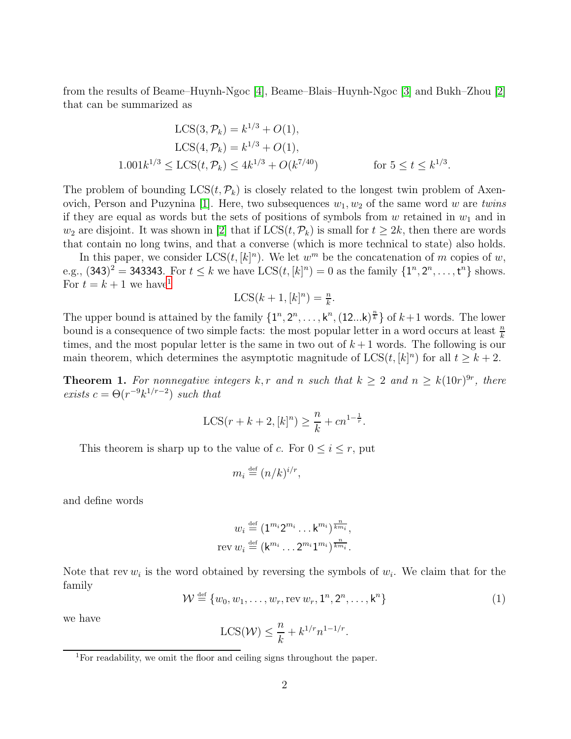from the results of Beame–Huynh-Ngoc [4], Beame–Blais–Huynh-Ngoc [3] and Bukh–Zhou [2] that can be summarized as

$$\begin{aligned}
\mathrm{LCS}(3, \mathcal{P}_k) &= k^{1/3} + O(1), \\
\mathrm{LCS}(4, \mathcal{P}_k) &= k^{1/3} + O(1), \\
1.001k^{1/3} \leq \mathrm{LCS}(t, \mathcal{P}_k) &\leq 4k^{1/3} + O(k^{7/40}) \qquad \text{for } 5 \leq t \leq k^{1/3}.
\end{aligned}$$

The problem of bounding $\mathrm{LCS}(t, \mathcal{P}_k)$ is closely related to the longest twin problem of Axenovich, Person and Puzynina [1]. Here, two subsequences $w_1, w_2$ of the same word $w$ are *twins* if they are equal as words but the sets of positions of symbols from $w$ retained in $w_1$ and in $w_2$ are disjoint. It was shown in [2] that if $\mathrm{LCS}(t, \mathcal{P}_k)$ is small for $t \geq 2k$, then there are words that contain no long twins, and that a converse (which is more technical to state) also holds.

In this paper, we consider $\mathrm{LCS}(t, [k]^n)$. We let $w^m$ be the concatenation of $m$ copies of $w$, e.g., $(343)^2 = 343343$. For $t \leq k$ we have $\mathrm{LCS}(t, [k]^n) = 0$ as the family $\{1^n, 2^n, \dots, t^n\}$ shows. For $t = k + 1$ we have[1]

$$\mathrm{LCS}(k+1, [k]^n) = \tfrac{n}{k}.$$

The upper bound is attained by the family $\{1^n, 2^n, \dots, k^n, (12...k)^{\frac{n}{k}}\}$ of $k+1$ words. The lower bound is a consequence of two simple facts: the most popular letter in a word occurs at least $\frac{n}{k}$ times, and the most popular letter is the same in two out of $k+1$ words. The following is our main theorem, which determines the asymptotic magnitude of $\mathrm{LCS}(t, [k]^n)$ for all $t \geq k + 2$.

**Theorem 1.** *For nonnegative integers $k, r$ and $n$ such that $k \geq 2$ and $n \geq k(10r)^{9r}$, there exists $c = \Theta(r^{-9}k^{1/r-2})$ such that*

$$\mathrm{LCS}(r + k + 2, [k]^n) \geq \frac{n}{k} + cn^{1-\frac{1}{r}}.$$

This theorem is sharp up to the value of $c$. For $0 \leq i \leq r$, put

$$m_i \stackrel{\text{def}}{=} (n/k)^{i/r},$$

and define words

$$\begin{aligned}
w_i &\stackrel{\text{def}}{=} (1^{m_i} 2^{m_i} \dots k^{m_i})^{\frac{n}{km_i}}, \\
\operatorname{rev} w_i &\stackrel{\text{def}}{=} (k^{m_i} \dots 2^{m_i} 1^{m_i})^{\frac{n}{km_i}}.
\end{aligned}$$

Note that $\operatorname{rev} w_i$ is the word obtained by reversing the symbols of $w_i$. We claim that for the family

$$\mathcal{W} \stackrel{\text{def}}{=} \{w_0, w_1, \dots, w_r, \operatorname{rev} w_r, 1^n, 2^n, \dots, k^n\} \tag{1}$$

we have

$$\mathrm{LCS}(\mathcal{W}) \leq \frac{n}{k} + k^{1/r} n^{1-1/r}.$$

[1] For readability, we omit the floor and ceiling signs throughout the paper.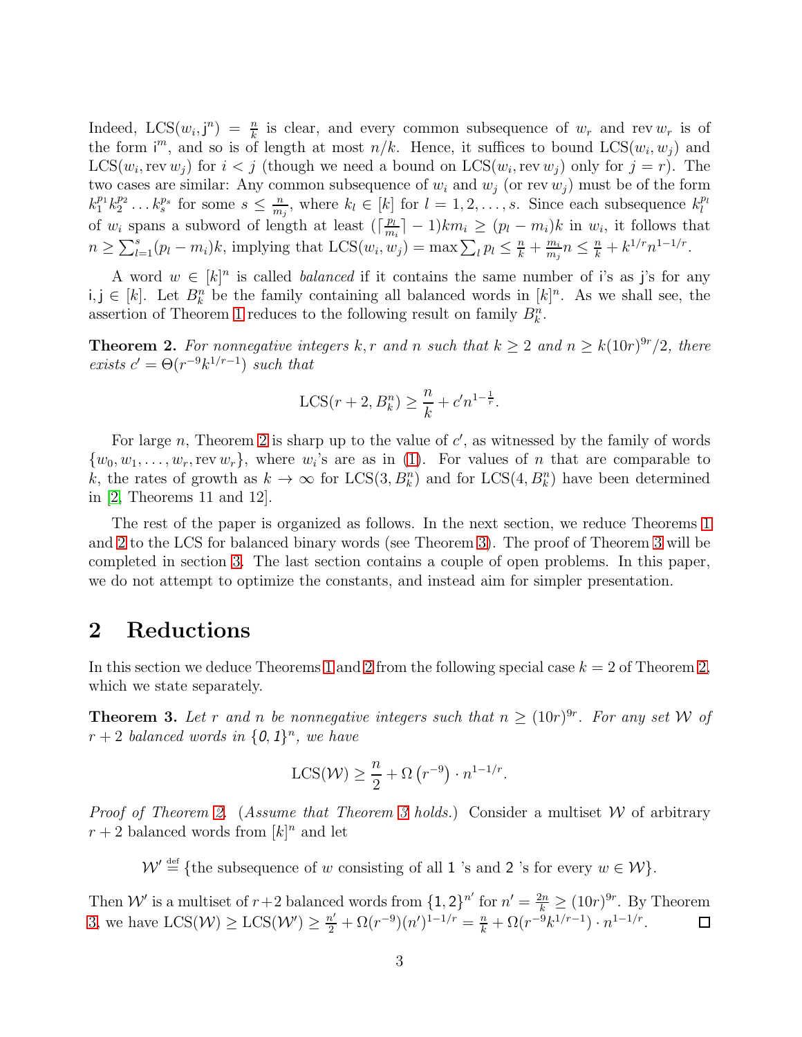Indeed, $\mathrm{LCS}(w_i, \mathsf{j}^n) = \frac{n}{k}$ is clear, and every common subsequence of $w_r$ and $\operatorname{rev} w_r$ is of the form $\mathsf{i}^m$, and so is of length at most $n/k$. Hence, it suffices to bound $\mathrm{LCS}(w_i, w_j)$ and $\mathrm{LCS}(w_i, \operatorname{rev} w_j)$ for $i < j$ (though we need a bound on $\mathrm{LCS}(w_i, \operatorname{rev} w_j)$ only for $j = r$). The two cases are similar: Any common subsequence of $w_i$ and $w_j$ (or $\operatorname{rev} w_j$) must be of the form $k_1^{p_1} k_2^{p_2} \dots k_s^{p_s}$ for some $s \le \frac{n}{m_j}$, where $k_l \in [k]$ for $l = 1, 2, \dots, s$. Since each subsequence $k_l^{p_l}$ of $w_i$ spans a subword of length at least $(\lceil \frac{p_l}{m_i} \rceil - 1) k m_i \ge (p_l - m_i)k$ in $w_i$, it follows that $n \ge \sum_{l=1}^{s} (p_l - m_i)k$, implying that $\mathrm{LCS}(w_i, w_j) = \max \sum_l p_l \le \frac{n}{k} + \frac{m_i}{m_j} n \le \frac{n}{k} + k^{1/r} n^{1-1/r}$.

A word $w \in [k]^n$ is called *balanced* if it contains the same number of $\mathsf{i}$'s as $\mathsf{j}$'s for any $\mathsf{i}, \mathsf{j} \in [k]$. Let $B_k^n$ be the family containing all balanced words in $[k]^n$. As we shall see, the assertion of Theorem 1 reduces to the following result on family $B_k^n$.

**Theorem 2.** *For nonnegative integers $k, r$ and $n$ such that $k \ge 2$ and $n \ge k(10r)^{9r}/2$, there exists $c' = \Theta(r^{-9} k^{1/r-1})$ such that*

$$\mathrm{LCS}(r + 2, B_k^n) \ge \frac{n}{k} + c' n^{1-\frac{1}{r}}.$$

For large $n$, Theorem 2 is sharp up to the value of $c'$, as witnessed by the family of words $\{w_0, w_1, \dots, w_r, \operatorname{rev} w_r\}$, where $w_i$'s are as in (1). For values of $n$ that are comparable to $k$, the rates of growth as $k \to \infty$ for $\mathrm{LCS}(3, B_k^n)$ and for $\mathrm{LCS}(4, B_k^n)$ have been determined in [2, Theorems 11 and 12].

The rest of the paper is organized as follows. In the next section, we reduce Theorems 1 and 2 to the LCS for balanced binary words (see Theorem 3). The proof of Theorem 3 will be completed in section 3. The last section contains a couple of open problems. In this paper, we do not attempt to optimize the constants, and instead aim for simpler presentation.

## 2 Reductions

In this section we deduce Theorems 1 and 2 from the following special case $k = 2$ of Theorem 2, which we state separately.

**Theorem 3.** *Let $r$ and $n$ be nonnegative integers such that $n \ge (10r)^{9r}$. For any set $\mathcal{W}$ of $r + 2$ balanced words in $\{\mathit{0}, \mathit{1}\}^n$, we have*

$$\mathrm{LCS}(\mathcal{W}) \ge \frac{n}{2} + \Omega\left(r^{-9}\right) \cdot n^{1-1/r}.$$

*Proof of Theorem 2.* (*Assume that Theorem 3 holds.*) Consider a multiset $\mathcal{W}$ of arbitrary $r + 2$ balanced words from $[k]^n$ and let

$$\mathcal{W}' \stackrel{\text{def}}{=} \{\text{the subsequence of } w \text{ consisting of all } \mathsf{1} \text{ 's and } \mathsf{2} \text{ 's for every } w \in \mathcal{W}\}.$$

Then $\mathcal{W}'$ is a multiset of $r+2$ balanced words from $\{\mathsf{1}, \mathsf{2}\}^{n'}$ for $n' = \frac{2n}{k} \ge (10r)^{9r}$. By Theorem 3, we have $\mathrm{LCS}(\mathcal{W}) \ge \mathrm{LCS}(\mathcal{W}') \ge \frac{n'}{2} + \Omega(r^{-9})(n')^{1-1/r} = \frac{n}{k} + \Omega(r^{-9} k^{1/r-1}) \cdot n^{1-1/r}$. $\square$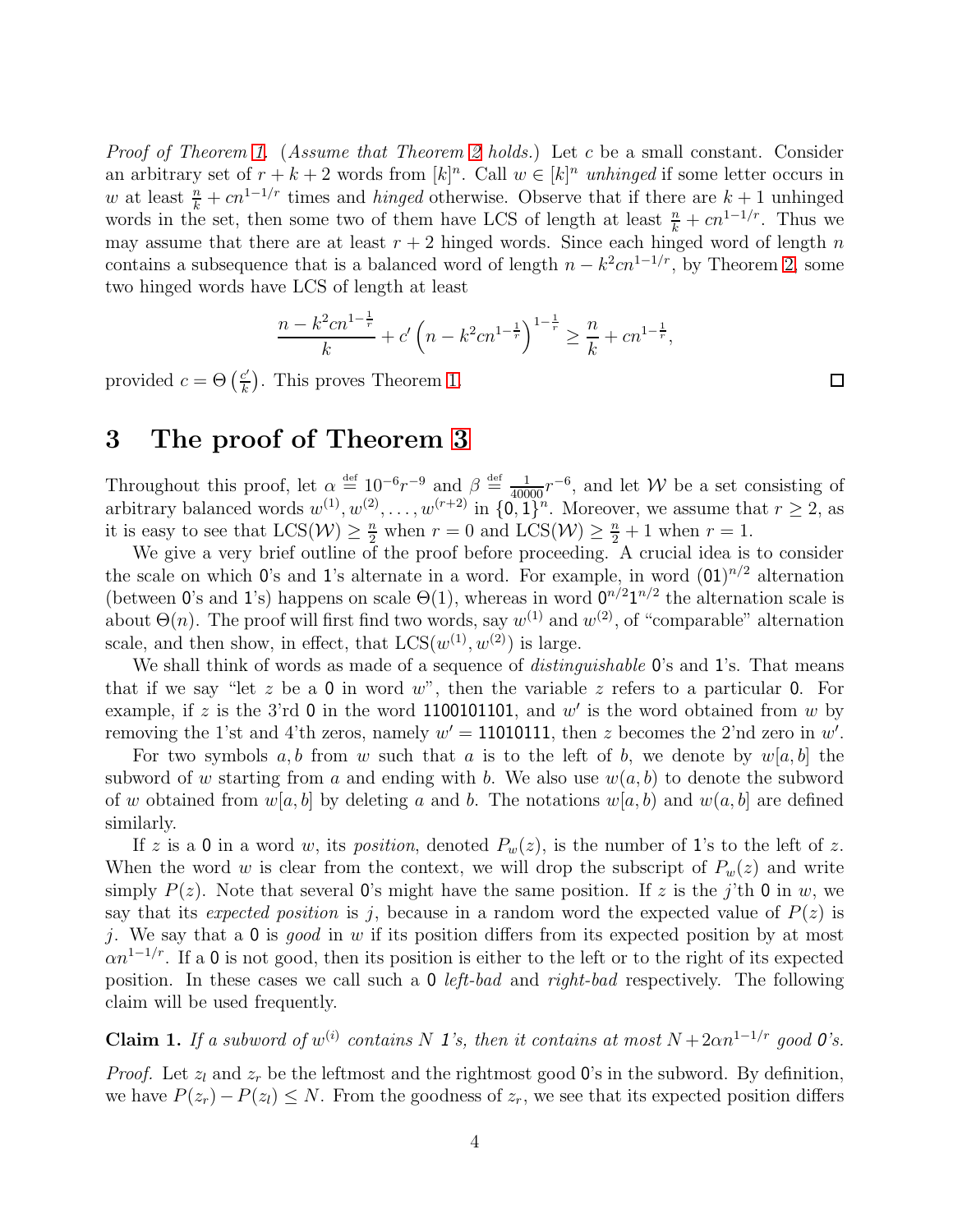*Proof of Theorem 1.* (*Assume that Theorem 2 holds.*) Let $c$ be a small constant. Consider an arbitrary set of $r+k+2$ words from $[k]^n$. Call $w \in [k]^n$ *unhinged* if some letter occurs in $w$ at least $\frac{n}{k} + cn^{1-1/r}$ times and *hinged* otherwise. Observe that if there are $k+1$ unhinged words in the set, then some two of them have LCS of length at least $\frac{n}{k} + cn^{1-1/r}$. Thus we may assume that there are at least $r+2$ hinged words. Since each hinged word of length $n$ contains a subsequence that is a balanced word of length $n - k^2cn^{1-1/r}$, by Theorem 2, some two hinged words have LCS of length at least

$$\frac{n - k^2cn^{1-\frac{1}{r}}}{k} + c'\left(n - k^2cn^{1-\frac{1}{r}}\right)^{1-\frac{1}{r}} \geq \frac{n}{k} + cn^{1-\frac{1}{r}},$$

provided $c = \Theta\left(\frac{c'}{k}\right)$. This proves Theorem 1. □

# 3 The proof of Theorem 3

Throughout this proof, let $\alpha \stackrel{\text{def}}{=} 10^{-6}r^{-9}$ and $\beta \stackrel{\text{def}}{=} \frac{1}{40000}r^{-6}$, and let $\mathcal{W}$ be a set consisting of arbitrary balanced words $w^{(1)}, w^{(2)}, \ldots, w^{(r+2)}$ in $\{0,1\}^n$. Moreover, we assume that $r \geq 2$, as it is easy to see that $\mathrm{LCS}(\mathcal{W}) \geq \frac{n}{2}$ when $r = 0$ and $\mathrm{LCS}(\mathcal{W}) \geq \frac{n}{2} + 1$ when $r = 1$.

We give a very brief outline of the proof before proceeding. A crucial idea is to consider the scale on which 0's and 1's alternate in a word. For example, in word $(01)^{n/2}$ alternation (between 0's and 1's) happens on scale $\Theta(1)$, whereas in word $0^{n/2}1^{n/2}$ the alternation scale is about $\Theta(n)$. The proof will first find two words, say $w^{(1)}$ and $w^{(2)}$, of "comparable" alternation scale, and then show, in effect, that $\mathrm{LCS}(w^{(1)}, w^{(2)})$ is large.

We shall think of words as made of a sequence of *distinguishable* 0's and 1's. That means that if we say "let $z$ be a 0 in word $w$", then the variable $z$ refers to a particular 0. For example, if $z$ is the 3'rd 0 in the word 1100101101, and $w'$ is the word obtained from $w$ by removing the 1'st and 4'th zeros, namely $w' = 11010111$, then $z$ becomes the 2'nd zero in $w'$.

For two symbols $a, b$ from $w$ such that $a$ is to the left of $b$, we denote by $w[a,b]$ the subword of $w$ starting from $a$ and ending with $b$. We also use $w(a,b)$ to denote the subword of $w$ obtained from $w[a,b]$ by deleting $a$ and $b$. The notations $w[a,b)$ and $w(a,b]$ are defined similarly.

If $z$ is a 0 in a word $w$, its *position*, denoted $P_w(z)$, is the number of 1's to the left of $z$. When the word $w$ is clear from the context, we will drop the subscript of $P_w(z)$ and write simply $P(z)$. Note that several 0's might have the same position. If $z$ is the $j$'th 0 in $w$, we say that its *expected position* is $j$, because in a random word the expected value of $P(z)$ is $j$. We say that a 0 is *good* in $w$ if its position differs from its expected position by at most $\alpha n^{1-1/r}$. If a 0 is not good, then its position is either to the left or to the right of its expected position. In these cases we call such a 0 *left-bad* and *right-bad* respectively. The following claim will be used frequently.

**Claim 1.** *If a subword of $w^{(i)}$ contains $N$ 1's, then it contains at most $N + 2\alpha n^{1-1/r}$ good 0's.*

*Proof.* Let $z_l$ and $z_r$ be the leftmost and the rightmost good 0's in the subword. By definition, we have $P(z_r) - P(z_l) \leq N$. From the goodness of $z_r$, we see that its expected position differs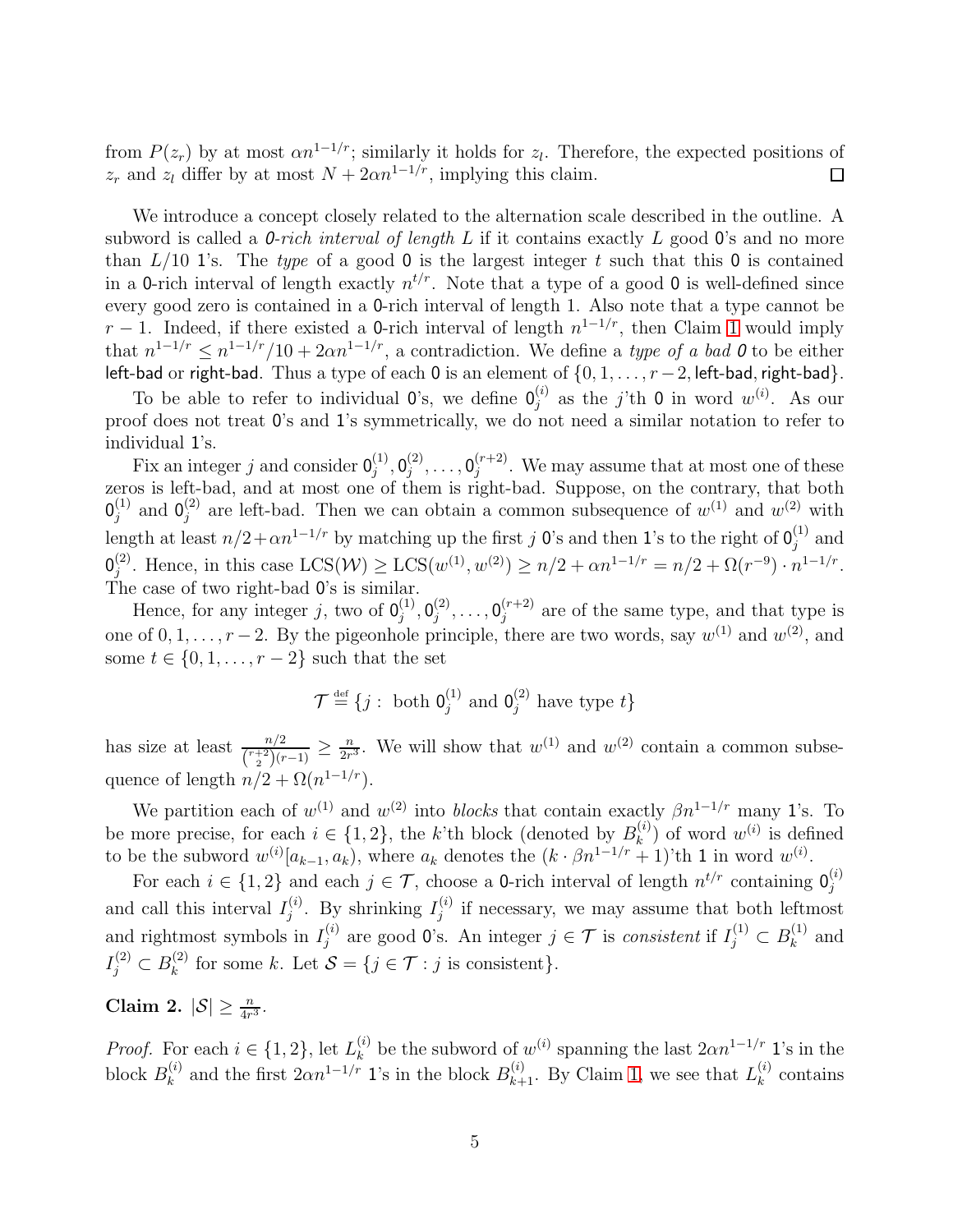from $P(z_r)$ by at most $\alpha n^{1-1/r}$; similarly it holds for $z_l$. Therefore, the expected positions of $z_r$ and $z_l$ differ by at most $N + 2\alpha n^{1-1/r}$, implying this claim. □

We introduce a concept closely related to the alternation scale described in the outline. A subword is called a *0-rich interval of length $L$* if it contains exactly $L$ good $\mathsf{0}$'s and no more than $L/10$ $\mathsf{1}$'s. The *type* of a good $\mathsf{0}$ is the largest integer $t$ such that this $\mathsf{0}$ is contained in a $\mathsf{0}$-rich interval of length exactly $n^{t/r}$. Note that a type of a good $\mathsf{0}$ is well-defined since every good zero is contained in a $\mathsf{0}$-rich interval of length 1. Also note that a type cannot be $r-1$. Indeed, if there existed a $\mathsf{0}$-rich interval of length $n^{1-1/r}$, then Claim 1 would imply that $n^{1-1/r} \le n^{1-1/r}/10 + 2\alpha n^{1-1/r}$, a contradiction. We define a *type of a bad 0* to be either $\mathsf{left\text{-}bad}$ or $\mathsf{right\text{-}bad}$. Thus a type of each $\mathsf{0}$ is an element of $\{0, 1, \dots, r-2, \mathsf{left\text{-}bad}, \mathsf{right\text{-}bad}\}$.

To be able to refer to individual $\mathsf{0}$'s, we define $\mathsf{0}^{(i)}_j$ as the $j$'th $\mathsf{0}$ in word $w^{(i)}$. As our proof does not treat $\mathsf{0}$'s and $\mathsf{1}$'s symmetrically, we do not need a similar notation to refer to individual $\mathsf{1}$'s.

Fix an integer $j$ and consider $\mathsf{0}^{(1)}_j, \mathsf{0}^{(2)}_j, \dots, \mathsf{0}^{(r+2)}_j$. We may assume that at most one of these zeros is left-bad, and at most one of them is right-bad. Suppose, on the contrary, that both $\mathsf{0}^{(1)}_j$ and $\mathsf{0}^{(2)}_j$ are left-bad. Then we can obtain a common subsequence of $w^{(1)}$ and $w^{(2)}$ with length at least $n/2 + \alpha n^{1-1/r}$ by matching up the first $j$ $\mathsf{0}$'s and then $\mathsf{1}$'s to the right of $\mathsf{0}^{(1)}_j$ and $\mathsf{0}^{(2)}_j$. Hence, in this case $\mathrm{LCS}(\mathcal{W}) \ge \mathrm{LCS}(w^{(1)}, w^{(2)}) \ge n/2 + \alpha n^{1-1/r} = n/2 + \Omega(r^{-9}) \cdot n^{1-1/r}$. The case of two right-bad $\mathsf{0}$'s is similar.

Hence, for any integer $j$, two of $\mathsf{0}^{(1)}_j, \mathsf{0}^{(2)}_j, \dots, \mathsf{0}^{(r+2)}_j$ are of the same type, and that type is one of $0, 1, \dots, r-2$. By the pigeonhole principle, there are two words, say $w^{(1)}$ and $w^{(2)}$, and some $t \in \{0, 1, \dots, r-2\}$ such that the set

$$\mathcal{T} \stackrel{\text{def}}{=} \{j : \text{ both } \mathsf{0}^{(1)}_j \text{ and } \mathsf{0}^{(2)}_j \text{ have type } t\}$$

has size at least $\frac{n/2}{\binom{r+2}{2}(r-1)} \ge \frac{n}{2r^3}$. We will show that $w^{(1)}$ and $w^{(2)}$ contain a common subsequence of length $n/2 + \Omega(n^{1-1/r})$.

We partition each of $w^{(1)}$ and $w^{(2)}$ into *blocks* that contain exactly $\beta n^{1-1/r}$ many $\mathsf{1}$'s. To be more precise, for each $i \in \{1, 2\}$, the $k$'th block (denoted by $B^{(i)}_k$) of word $w^{(i)}$ is defined to be the subword $w^{(i)}[a_{k-1}, a_k)$, where $a_k$ denotes the $(k \cdot \beta n^{1-1/r} + 1)$'th $\mathsf{1}$ in word $w^{(i)}$.

For each $i \in \{1, 2\}$ and each $j \in \mathcal{T}$, choose a $\mathsf{0}$-rich interval of length $n^{t/r}$ containing $\mathsf{0}^{(i)}_j$ and call this interval $I^{(i)}_j$. By shrinking $I^{(i)}_j$ if necessary, we may assume that both leftmost and rightmost symbols in $I^{(i)}_j$ are good $\mathsf{0}$'s. An integer $j \in \mathcal{T}$ is *consistent* if $I^{(1)}_j \subset B^{(1)}_k$ and $I^{(2)}_j \subset B^{(2)}_k$ for some $k$. Let $\mathcal{S} = \{j \in \mathcal{T} : j \text{ is consistent}\}$.

**Claim 2.** $|\mathcal{S}| \ge \frac{n}{4r^3}$.

*Proof.* For each $i \in \{1, 2\}$, let $L^{(i)}_k$ be the subword of $w^{(i)}$ spanning the last $2\alpha n^{1-1/r}$ $\mathsf{1}$'s in the block $B^{(i)}_k$ and the first $2\alpha n^{1-1/r}$ $\mathsf{1}$'s in the block $B^{(i)}_{k+1}$. By Claim 1, we see that $L^{(i)}_k$ contains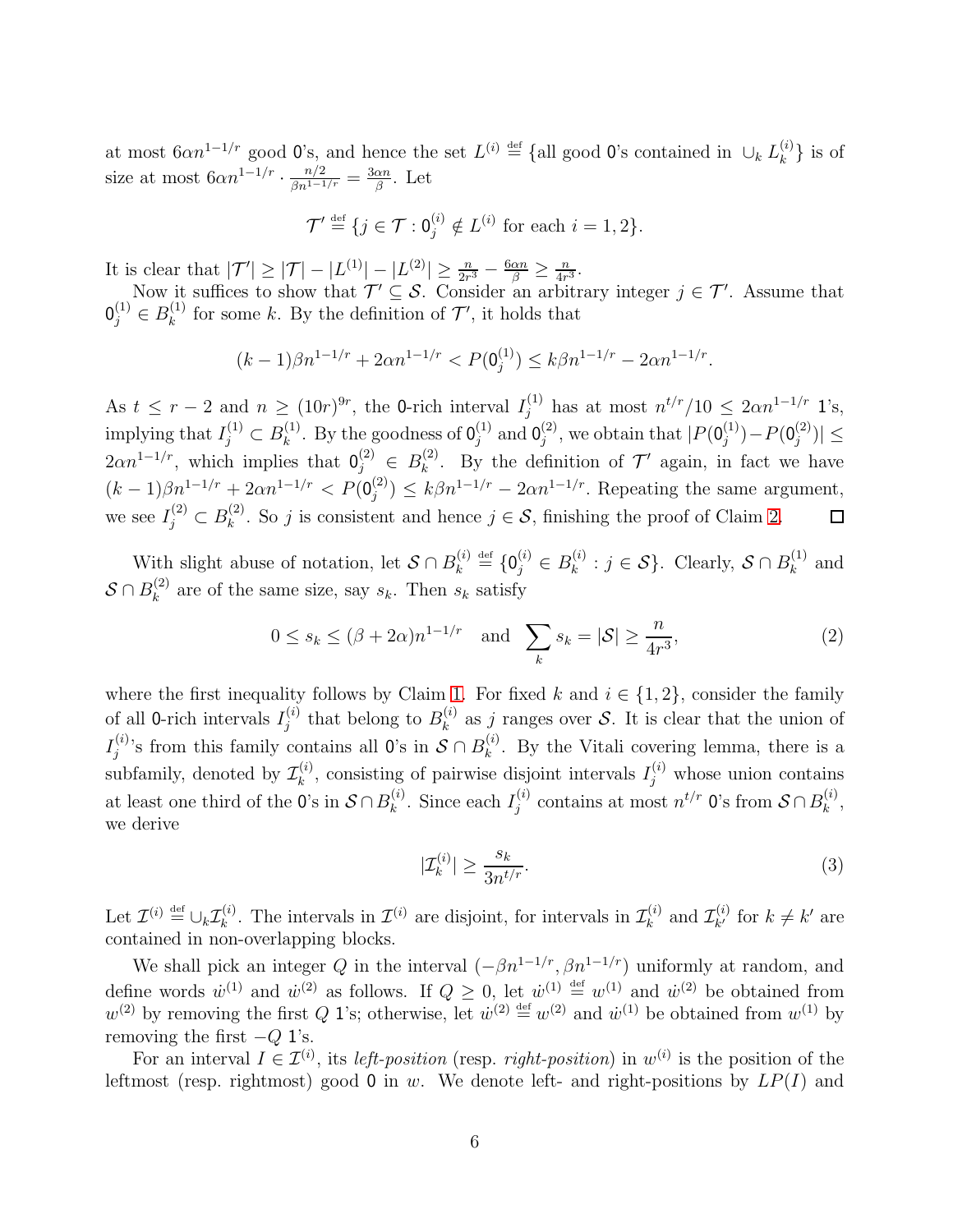at most $6\alpha n^{1-1/r}$ good $\mathtt{0}$'s, and hence the set $L^{(i)} \stackrel{\text{def}}{=} \{\text{all good } \mathtt{0}\text{'s contained in } \cup_k L_k^{(i)}\}$ is of size at most $6\alpha n^{1-1/r} \cdot \frac{n/2}{\beta n^{1-1/r}} = \frac{3\alpha n}{\beta}$. Let

$$\mathcal{T}' \stackrel{\text{def}}{=} \{j \in \mathcal{T} : \mathtt{0}_j^{(i)} \notin L^{(i)} \text{ for each } i = 1, 2\}.$$

It is clear that $|\mathcal{T}'| \geq |\mathcal{T}| - |L^{(1)}| - |L^{(2)}| \geq \frac{n}{2r^3} - \frac{6\alpha n}{\beta} \geq \frac{n}{4r^3}$.

Now it suffices to show that $\mathcal{T}' \subseteq \mathcal{S}$. Consider an arbitrary integer $j \in \mathcal{T}'$. Assume that $\mathtt{0}_j^{(1)} \in B_k^{(1)}$ for some $k$. By the definition of $\mathcal{T}'$, it holds that

$$(k-1)\beta n^{1-1/r} + 2\alpha n^{1-1/r} < P(\mathtt{0}_j^{(1)}) \leq k\beta n^{1-1/r} - 2\alpha n^{1-1/r}.$$

As $t \leq r - 2$ and $n \geq (10r)^{9r}$, the $\mathtt{0}$-rich interval $I_j^{(1)}$ has at most $n^{t/r}/10 \leq 2\alpha n^{1-1/r}$ $\mathtt{1}$'s, implying that $I_j^{(1)} \subset B_k^{(1)}$. By the goodness of $\mathtt{0}_j^{(1)}$ and $\mathtt{0}_j^{(2)}$, we obtain that $|P(\mathtt{0}_j^{(1)}) - P(\mathtt{0}_j^{(2)})| \leq 2\alpha n^{1-1/r}$, which implies that $\mathtt{0}_j^{(2)} \in B_k^{(2)}$. By the definition of $\mathcal{T}'$ again, in fact we have $(k-1)\beta n^{1-1/r} + 2\alpha n^{1-1/r} < P(\mathtt{0}_j^{(2)}) \leq k\beta n^{1-1/r} - 2\alpha n^{1-1/r}$. Repeating the same argument, we see $I_j^{(2)} \subset B_k^{(2)}$. So $j$ is consistent and hence $j \in \mathcal{S}$, finishing the proof of Claim 2. ◻

With slight abuse of notation, let $\mathcal{S} \cap B_k^{(i)} \stackrel{\text{def}}{=} \{\mathtt{0}_j^{(i)} \in B_k^{(i)} : j \in \mathcal{S}\}$. Clearly, $\mathcal{S} \cap B_k^{(1)}$ and $\mathcal{S} \cap B_k^{(2)}$ are of the same size, say $s_k$. Then $s_k$ satisfy

$$0 \leq s_k \leq (\beta + 2\alpha)n^{1-1/r} \quad \text{and} \quad \sum_k s_k = |\mathcal{S}| \geq \frac{n}{4r^3}, \tag{2}$$

where the first inequality follows by Claim 1. For fixed $k$ and $i \in \{1, 2\}$, consider the family of all $\mathtt{0}$-rich intervals $I_j^{(i)}$ that belong to $B_k^{(i)}$ as $j$ ranges over $\mathcal{S}$. It is clear that the union of $I_j^{(i)}$'s from this family contains all $\mathtt{0}$'s in $\mathcal{S} \cap B_k^{(i)}$. By the Vitali covering lemma, there is a subfamily, denoted by $\mathcal{I}_k^{(i)}$, consisting of pairwise disjoint intervals $I_j^{(i)}$ whose union contains at least one third of the $\mathtt{0}$'s in $\mathcal{S} \cap B_k^{(i)}$. Since each $I_j^{(i)}$ contains at most $n^{t/r}$ $\mathtt{0}$'s from $\mathcal{S} \cap B_k^{(i)}$, we derive

$$|\mathcal{I}_k^{(i)}| \geq \frac{s_k}{3n^{t/r}}. \tag{3}$$

Let $\mathcal{I}^{(i)} \stackrel{\text{def}}{=} \cup_k \mathcal{I}_k^{(i)}$. The intervals in $\mathcal{I}^{(i)}$ are disjoint, for intervals in $\mathcal{I}_k^{(i)}$ and $\mathcal{I}_{k'}^{(i)}$ for $k \neq k'$ are contained in non-overlapping blocks.

We shall pick an integer $Q$ in the interval $(-\beta n^{1-1/r}, \beta n^{1-1/r})$ uniformly at random, and define words $\dot{w}^{(1)}$ and $\dot{w}^{(2)}$ as follows. If $Q \geq 0$, let $\dot{w}^{(1)} \stackrel{\text{def}}{=} w^{(1)}$ and $\dot{w}^{(2)}$ be obtained from $w^{(2)}$ by removing the first $Q$ $\mathtt{1}$'s; otherwise, let $\dot{w}^{(2)} \stackrel{\text{def}}{=} w^{(2)}$ and $\dot{w}^{(1)}$ be obtained from $w^{(1)}$ by removing the first $-Q$ $\mathtt{1}$'s.

For an interval $I \in \mathcal{I}^{(i)}$, its *left-position* (resp. *right-position*) in $w^{(i)}$ is the position of the leftmost (resp. rightmost) good $\mathtt{0}$ in $w$. We denote left- and right-positions by $LP(I)$ and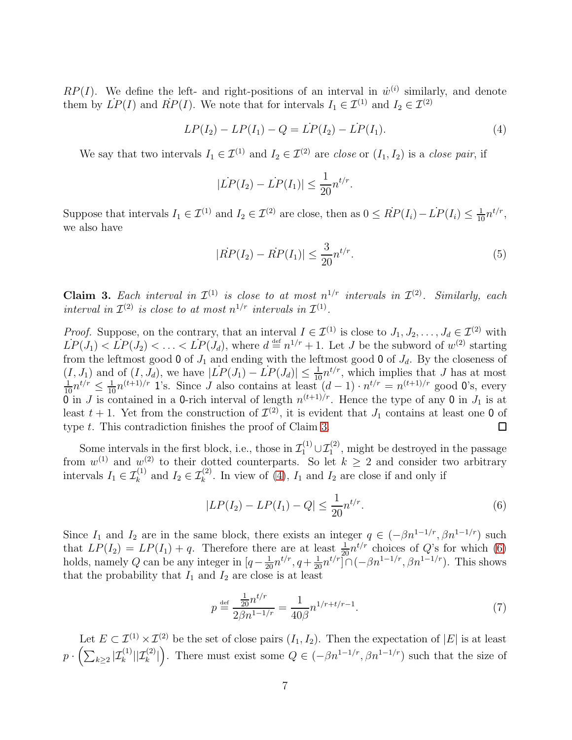$RP(I)$. We define the left- and right-positions of an interval in $\dot{w}^{(i)}$ similarly, and denote them by $\dot{LP}(I)$ and $\dot{RP}(I)$. We note that for intervals $I_1 \in \mathcal{I}^{(1)}$ and $I_2 \in \mathcal{I}^{(2)}$

$$LP(I_2) - LP(I_1) - Q = \dot{LP}(I_2) - \dot{LP}(I_1). \tag{4}$$

We say that two intervals $I_1 \in \mathcal{I}^{(1)}$ and $I_2 \in \mathcal{I}^{(2)}$ are *close* or $(I_1, I_2)$ is a *close pair*, if

$$|\dot{LP}(I_2) - \dot{LP}(I_1)| \leq \frac{1}{20} n^{t/r}.$$

Suppose that intervals $I_1 \in \mathcal{I}^{(1)}$ and $I_2 \in \mathcal{I}^{(2)}$ are close, then as $0 \leq \dot{RP}(I_i) - \dot{LP}(I_i) \leq \frac{1}{10} n^{t/r}$, we also have

$$|\dot{RP}(I_2) - \dot{RP}(I_1)| \leq \frac{3}{20} n^{t/r}. \tag{5}$$

**Claim 3.** *Each interval in $\mathcal{I}^{(1)}$ is close to at most $n^{1/r}$ intervals in $\mathcal{I}^{(2)}$. Similarly, each interval in $\mathcal{I}^{(2)}$ is close to at most $n^{1/r}$ intervals in $\mathcal{I}^{(1)}$.*

*Proof.* Suppose, on the contrary, that an interval $I \in \mathcal{I}^{(1)}$ is close to $J_1, J_2, \ldots, J_d \in \mathcal{I}^{(2)}$ with $\dot{LP}(J_1) < \dot{LP}(J_2) < \ldots < \dot{LP}(J_d)$, where $d \stackrel{\text{def}}{=} n^{1/r} + 1$. Let $J$ be the subword of $w^{(2)}$ starting from the leftmost good 0 of $J_1$ and ending with the leftmost good 0 of $J_d$. By the closeness of $(I, J_1)$ and of $(I, J_d)$, we have $|\dot{LP}(J_1) - \dot{LP}(J_d)| \leq \frac{1}{10} n^{t/r}$, which implies that $J$ has at most $\frac{1}{10} n^{t/r} \leq \frac{1}{10} n^{(t+1)/r}$ 1's. Since $J$ also contains at least $(d-1) \cdot n^{t/r} = n^{(t+1)/r}$ good 0's, every 0 in $J$ is contained in a 0-rich interval of length $n^{(t+1)/r}$. Hence the type of any 0 in $J_1$ is at least $t+1$. Yet from the construction of $\mathcal{I}^{(2)}$, it is evident that $J_1$ contains at least one 0 of type $t$. This contradiction finishes the proof of Claim 3. □

Some intervals in the first block, i.e., those in $\mathcal{I}_1^{(1)} \cup \mathcal{I}_1^{(2)}$, might be destroyed in the passage from $w^{(1)}$ and $w^{(2)}$ to their dotted counterparts. So let $k \geq 2$ and consider two arbitrary intervals $I_1 \in \mathcal{I}_k^{(1)}$ and $I_2 \in \mathcal{I}_k^{(2)}$. In view of (4), $I_1$ and $I_2$ are close if and only if

$$|LP(I_2) - LP(I_1) - Q| \leq \frac{1}{20} n^{t/r}. \tag{6}$$

Since $I_1$ and $I_2$ are in the same block, there exists an integer $q \in (-\beta n^{1-1/r}, \beta n^{1-1/r})$ such that $LP(I_2) = LP(I_1) + q$. Therefore there are at least $\frac{1}{20} n^{t/r}$ choices of $Q$'s for which (6) holds, namely $Q$ can be any integer in $[q - \frac{1}{20} n^{t/r}, q + \frac{1}{20} n^{t/r}] \cap (-\beta n^{1-1/r}, \beta n^{1-1/r})$. This shows that the probability that $I_1$ and $I_2$ are close is at least

$$p \stackrel{\text{def}}{=} \frac{\frac{1}{20} n^{t/r}}{2\beta n^{1-1/r}} = \frac{1}{40\beta} n^{1/r + t/r - 1}. \tag{7}$$

Let $E \subset \mathcal{I}^{(1)} \times \mathcal{I}^{(2)}$ be the set of close pairs $(I_1, I_2)$. Then the expectation of $|E|$ is at least $p \cdot \left( \sum_{k \geq 2} |\mathcal{I}_k^{(1)}| |\mathcal{I}_k^{(2)}| \right)$. There must exist some $Q \in (-\beta n^{1-1/r}, \beta n^{1-1/r})$ such that the size of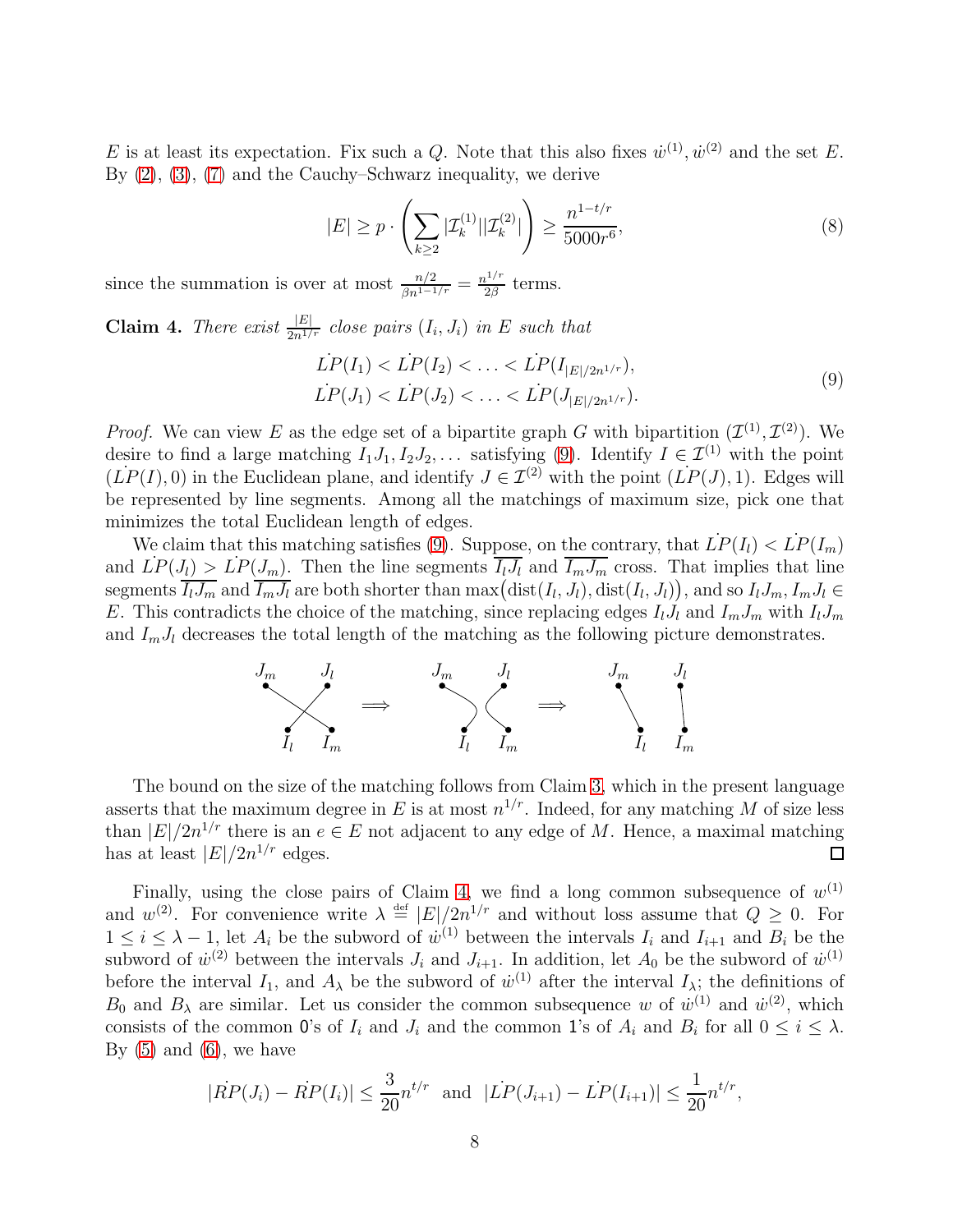$E$ is at least its expectation. Fix such a $Q$. Note that this also fixes $\dot{w}^{(1)}, \dot{w}^{(2)}$ and the set $E$. By (2), (3), (7) and the Cauchy–Schwarz inequality, we derive

$$|E| \geq p \cdot \left( \sum_{k \geq 2} |\mathcal{I}_k^{(1)}||\mathcal{I}_k^{(2)}| \right) \geq \frac{n^{1-t/r}}{5000r^6}, \tag{8}$$

since the summation is over at most $\frac{n/2}{\beta n^{1-1/r}} = \frac{n^{1/r}}{2\beta}$ terms.

**Claim 4.** *There exist* $\frac{|E|}{2n^{1/r}}$ *close pairs* $(I_i, J_i)$ *in* $E$ *such that*

$$\begin{aligned} \dot{LP}(I_1) < \dot{LP}(I_2) < \ldots < \dot{LP}(I_{|E|/2n^{1/r}}), \\ \dot{LP}(J_1) < \dot{LP}(J_2) < \ldots < \dot{LP}(J_{|E|/2n^{1/r}}). \end{aligned} \tag{9}$$

*Proof.* We can view $E$ as the edge set of a bipartite graph $G$ with bipartition $(\mathcal{I}^{(1)}, \mathcal{I}^{(2)})$. We desire to find a large matching $I_1J_1, I_2J_2, \ldots$ satisfying (9). Identify $I \in \mathcal{I}^{(1)}$ with the point $(\dot{LP}(I), 0)$ in the Euclidean plane, and identify $J \in \mathcal{I}^{(2)}$ with the point $(\dot{LP}(J), 1)$. Edges will be represented by line segments. Among all the matchings of maximum size, pick one that minimizes the total Euclidean length of edges.

We claim that this matching satisfies (9). Suppose, on the contrary, that $\dot{LP}(I_l) < \dot{LP}(I_m)$ and $\dot{LP}(J_l) > \dot{LP}(J_m)$. Then the line segments $\overline{I_lJ_l}$ and $\overline{I_mJ_m}$ cross. That implies that line segments $\overline{I_lJ_m}$ and $\overline{I_mJ_l}$ are both shorter than $\max\bigl(\text{dist}(I_l, J_l), \text{dist}(I_l, J_l)\bigr)$, and so $I_lJ_m, I_mJ_l \in E$. This contradicts the choice of the matching, since replacing edges $I_lJ_l$ and $I_mJ_m$ with $I_lJ_m$ and $I_mJ_l$ decreases the total length of the matching as the following picture demonstrates.

The bound on the size of the matching follows from Claim 3, which in the present language asserts that the maximum degree in $E$ is at most $n^{1/r}$. Indeed, for any matching $M$ of size less than $|E|/2n^{1/r}$ there is an $e \in E$ not adjacent to any edge of $M$. Hence, a maximal matching has at least $|E|/2n^{1/r}$ edges. ∎

Finally, using the close pairs of Claim 4, we find a long common subsequence of $w^{(1)}$ and $w^{(2)}$. For convenience write $\lambda \stackrel{\text{def}}{=} |E|/2n^{1/r}$ and without loss assume that $Q \geq 0$. For $1 \leq i \leq \lambda - 1$, let $A_i$ be the subword of $\dot{w}^{(1)}$ between the intervals $I_i$ and $I_{i+1}$ and $B_i$ be the subword of $\dot{w}^{(2)}$ between the intervals $J_i$ and $J_{i+1}$. In addition, let $A_0$ be the subword of $\dot{w}^{(1)}$ before the interval $I_1$, and $A_\lambda$ be the subword of $\dot{w}^{(1)}$ after the interval $I_\lambda$; the definitions of $B_0$ and $B_\lambda$ are similar. Let us consider the common subsequence $w$ of $\dot{w}^{(1)}$ and $\dot{w}^{(2)}$, which consists of the common 0's of $I_i$ and $J_i$ and the common 1's of $A_i$ and $B_i$ for all $0 \leq i \leq \lambda$. By (5) and (6), we have

$$|\dot{RP}(J_i) - \dot{RP}(I_i)| \leq \frac{3}{20} n^{t/r} \quad \text{and} \quad |\dot{LP}(J_{i+1}) - \dot{LP}(I_{i+1})| \leq \frac{1}{20} n^{t/r},$$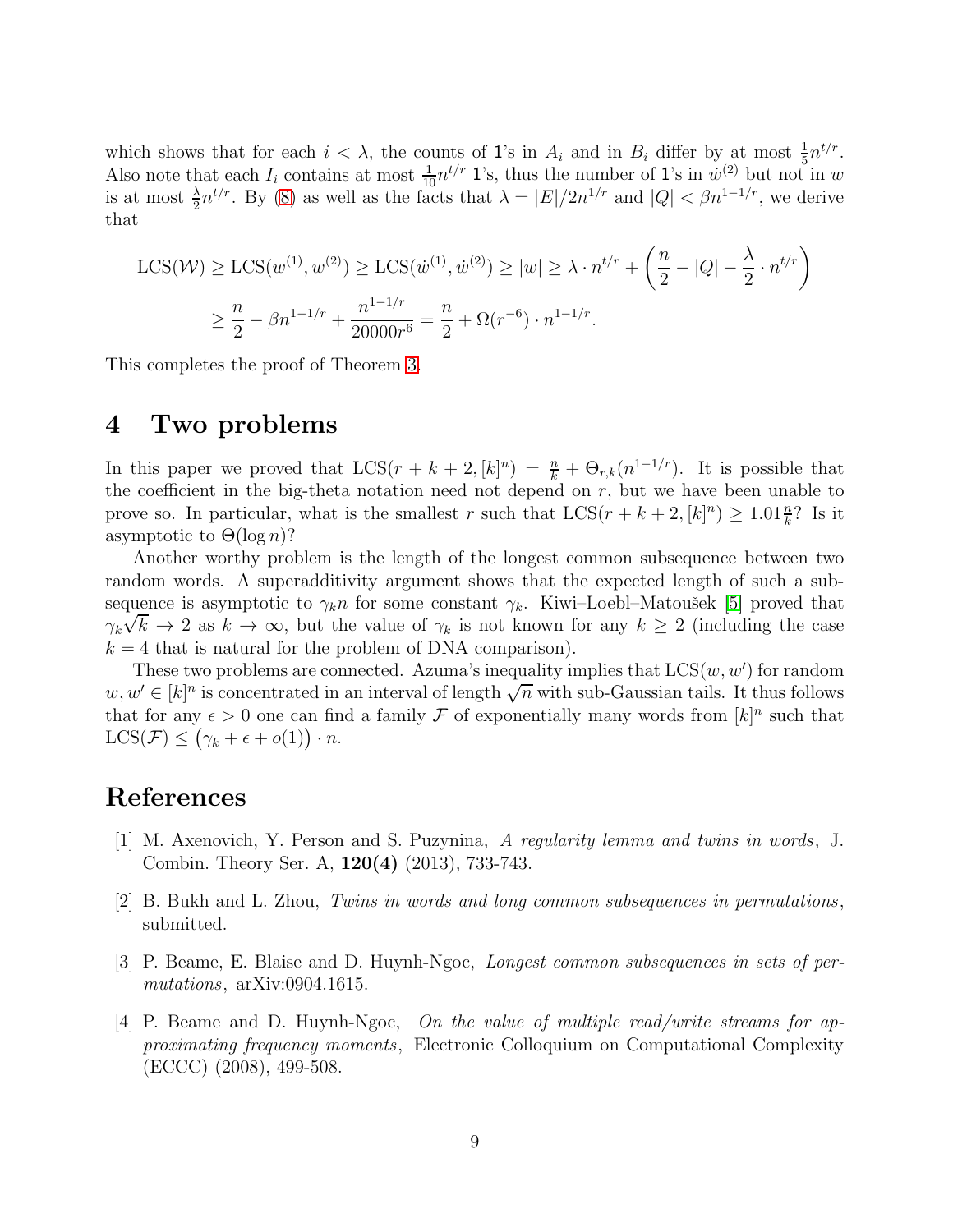which shows that for each $i < \lambda$, the counts of 1's in $A_i$ and in $B_i$ differ by at most $\frac{1}{5}n^{t/r}$. Also note that each $I_i$ contains at most $\frac{1}{10}n^{t/r}$ 1's, thus the number of 1's in $\dot{w}^{(2)}$ but not in $w$ is at most $\frac{\lambda}{2}n^{t/r}$. By (8) as well as the facts that $\lambda = |E|/2n^{1/r}$ and $|Q| < \beta n^{1-1/r}$, we derive that

$$\begin{aligned}
\mathrm{LCS}(\mathcal{W}) &\geq \mathrm{LCS}(w^{(1)}, w^{(2)}) \geq \mathrm{LCS}(\dot{w}^{(1)}, \dot{w}^{(2)}) \geq |w| \geq \lambda \cdot n^{t/r} + \left(\frac{n}{2} - |Q| - \frac{\lambda}{2} \cdot n^{t/r}\right) \\
&\geq \frac{n}{2} - \beta n^{1-1/r} + \frac{n^{1-1/r}}{20000r^6} = \frac{n}{2} + \Omega(r^{-6}) \cdot n^{1-1/r}.
\end{aligned}$$

This completes the proof of Theorem 3.

# 4 Two problems

In this paper we proved that $\mathrm{LCS}(r+k+2, [k]^n) = \frac{n}{k} + \Theta_{r,k}(n^{1-1/r})$. It is possible that the coefficient in the big-theta notation need not depend on $r$, but we have been unable to prove so. In particular, what is the smallest $r$ such that $\mathrm{LCS}(r+k+2, [k]^n) \geq 1.01\frac{n}{k}$? Is it asymptotic to $\Theta(\log n)$?

Another worthy problem is the length of the longest common subsequence between two random words. A superadditivity argument shows that the expected length of such a subsequence is asymptotic to $\gamma_k n$ for some constant $\gamma_k$. Kiwi–Loebl–Matoušek [5] proved that $\gamma_k\sqrt{k} \to 2$ as $k \to \infty$, but the value of $\gamma_k$ is not known for any $k \geq 2$ (including the case $k = 4$ that is natural for the problem of DNA comparison).

These two problems are connected. Azuma's inequality implies that $\mathrm{LCS}(w, w')$ for random $w, w' \in [k]^n$ is concentrated in an interval of length $\sqrt{n}$ with sub-Gaussian tails. It thus follows that for any $\epsilon > 0$ one can find a family $\mathcal{F}$ of exponentially many words from $[k]^n$ such that $\mathrm{LCS}(\mathcal{F}) \leq \big(\gamma_k + \epsilon + o(1)\big) \cdot n$.

# References

[1] M. Axenovich, Y. Person and S. Puzynina, *A regularity lemma and twins in words*, J. Combin. Theory Ser. A, **120(4)** (2013), 733-743.

[2] B. Bukh and L. Zhou, *Twins in words and long common subsequences in permutations*, submitted.

[3] P. Beame, E. Blaise and D. Huynh-Ngoc, *Longest common subsequences in sets of permutations*, arXiv:0904.1615.

[4] P. Beame and D. Huynh-Ngoc, *On the value of multiple read/write streams for approximating frequency moments*, Electronic Colloquium on Computational Complexity (ECCC) (2008), 499-508.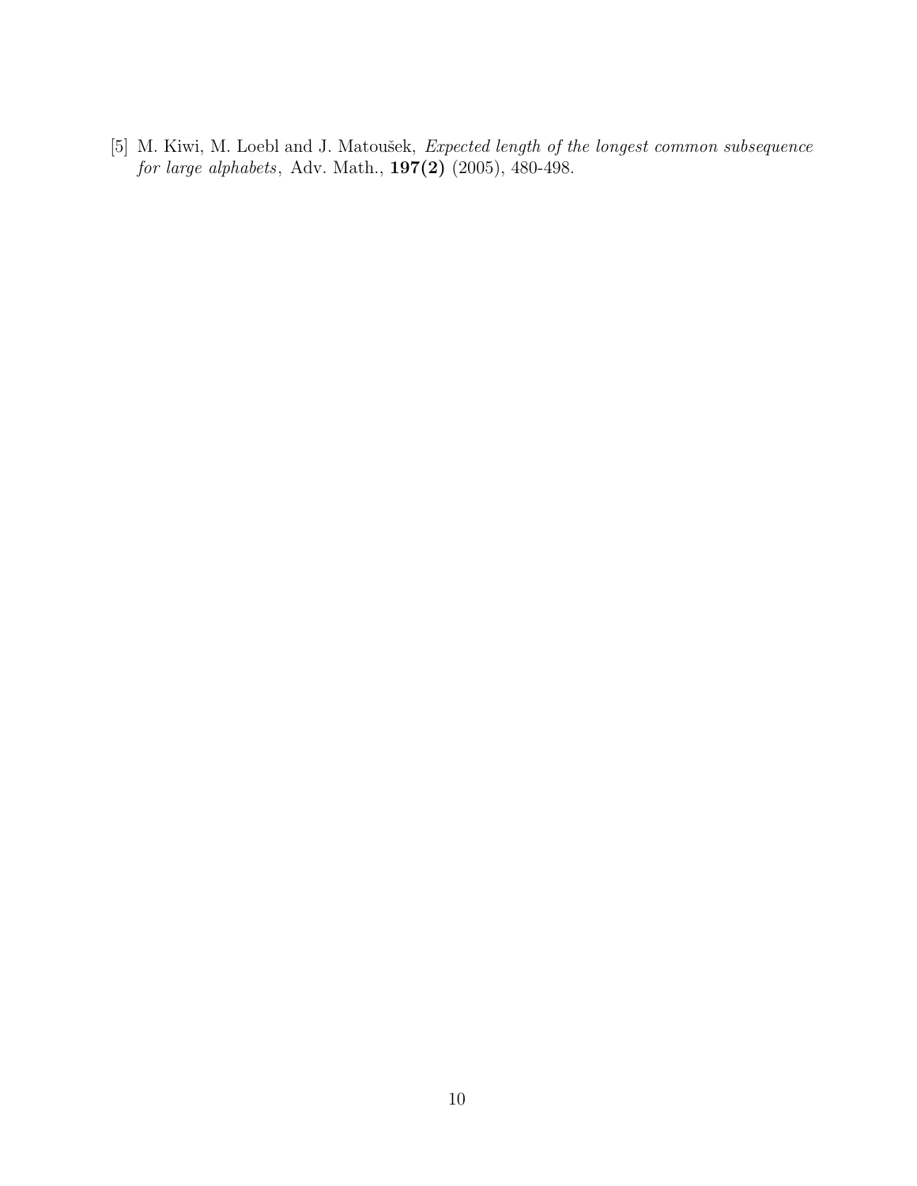[5] M. Kiwi, M. Loebl and J. Matoušek, *Expected length of the longest common subsequence for large alphabets*, Adv. Math., **197(2)** (2005), 480-498.